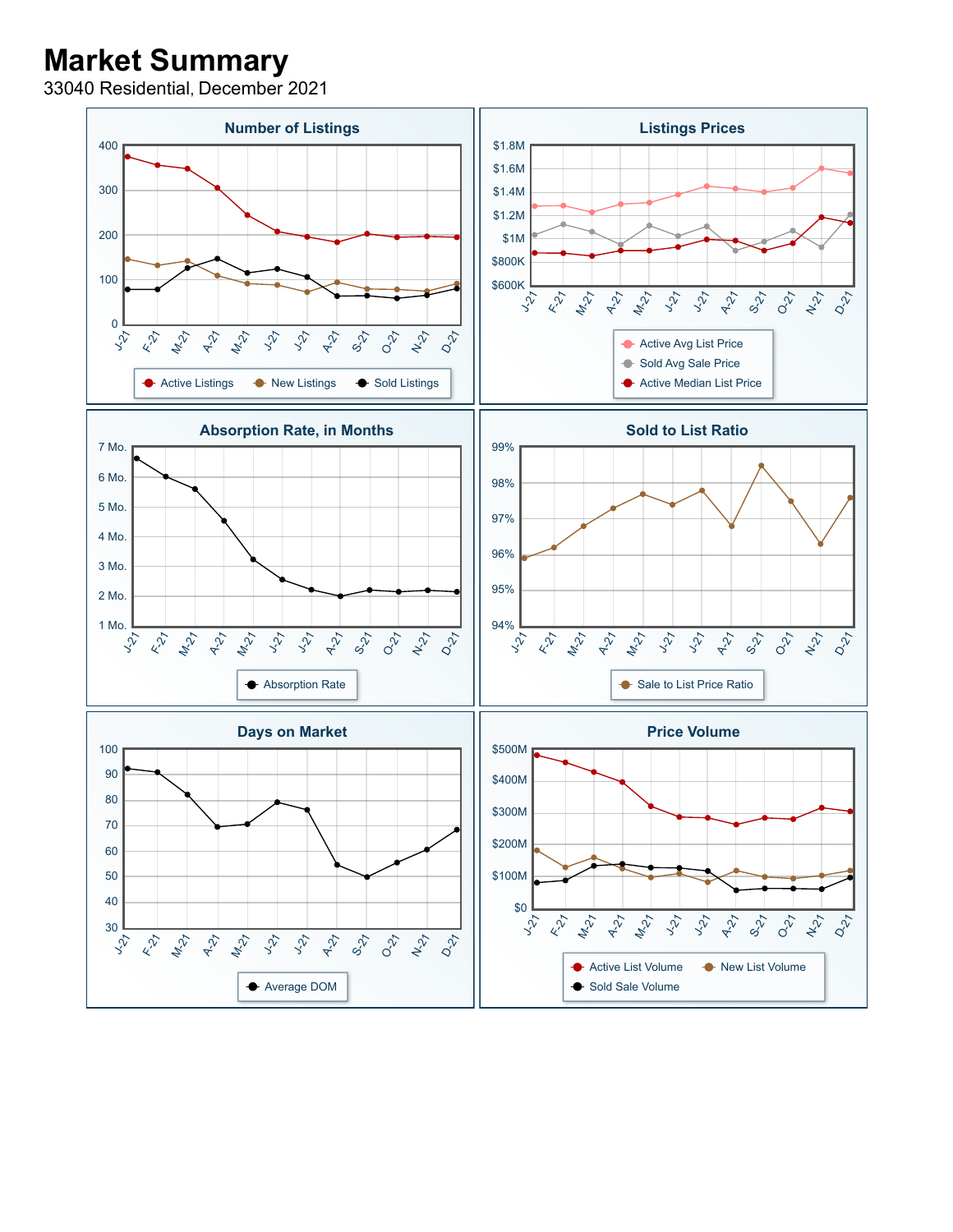# Market Summary

33040 Residential, December 2021

## Number of Listings

Y-axis: 0, 100, 200, 300, 400

X-axis: J-21, F-21, M-21, A-21, M-21, J-21, J-21, A-21, S-21, O-21, N-21, D-21

Legend: Active Listings, New Listings, Sold Listings

## Listings Prices

Y-axis: $600K, $800K, $1M, $1.2M, $1.4M, $1.6M, $1.8M

X-axis: J-21, F-21, M-21, A-21, M-21, J-21, J-21, A-21, S-21, O-21, N-21, D-21

Legend: Active Avg List Price, Sold Avg Sale Price, Active Median List Price

## Absorption Rate, in Months

Y-axis: 1 Mo., 2 Mo., 3 Mo., 4 Mo., 5 Mo., 6 Mo., 7 Mo.

X-axis: J-21, F-21, M-21, A-21, M-21, J-21, J-21, A-21, S-21, O-21, N-21, D-21

Legend: Absorption Rate

## Sold to List Ratio

Y-axis: 94%, 95%, 96%, 97%, 98%, 99%

X-axis: J-21, F-21, M-21, A-21, M-21, J-21, J-21, A-21, S-21, O-21, N-21, D-21

Legend: Sale to List Price Ratio

## Days on Market

Y-axis: 30, 40, 50, 60, 70, 80, 90, 100

X-axis: J-21, F-21, M-21, A-21, M-21, J-21, J-21, A-21, S-21, O-21, N-21, D-21

Legend: Average DOM

## Price Volume

Y-axis: $0, $100M, $200M, $300M, $400M, $500M

X-axis: J-21, F-21, M-21, A-21, M-21, J-21, J-21, A-21, S-21, O-21, N-21, D-21

Legend: Active List Volume, New List Volume, Sold Sale Volume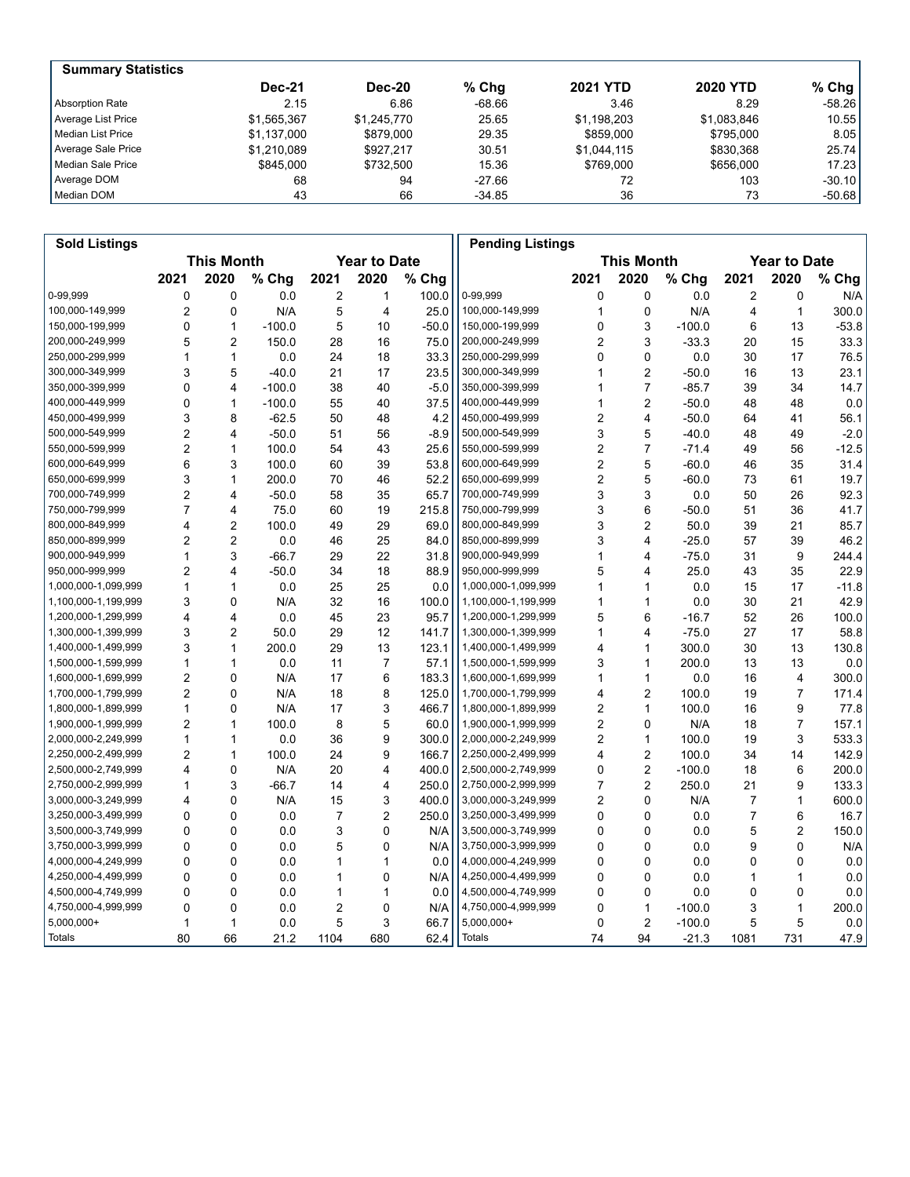## Summary Statistics

| | Dec-21 | Dec-20 | % Chg | 2021 YTD | 2020 YTD | % Chg |
|---|---|---|---|---|---|---|
| Absorption Rate | 2.15 | 6.86 | -68.66 | 3.46 | 8.29 | -58.26 |
| Average List Price | $1,565,367 | $1,245,770 | 25.65 | $1,198,203 | $1,083,846 | 10.55 |
| Median List Price | $1,137,000 | $879,000 | 29.35 | $859,000 | $795,000 | 8.05 |
| Average Sale Price | $1,210,089 | $927,217 | 30.51 | $1,044,115 | $830,368 | 25.74 |
| Median Sale Price | $845,000 | $732,500 | 15.36 | $769,000 | $656,000 | 17.23 |
| Average DOM | 68 | 94 | -27.66 | 72 | 103 | -30.10 |
| Median DOM | 43 | 66 | -34.85 | 36 | 73 | -50.68 |

## Sold Listings

| | This Month | | | Year to Date | | |
|---|---|---|---|---|---|---|
| | 2021 | 2020 | % Chg | 2021 | 2020 | % Chg |
| 0-99,999 | 0 | 0 | 0.0 | 2 | 1 | 100.0 |
| 100,000-149,999 | 2 | 0 | N/A | 5 | 4 | 25.0 |
| 150,000-199,999 | 0 | 1 | -100.0 | 5 | 10 | -50.0 |
| 200,000-249,999 | 5 | 2 | 150.0 | 28 | 16 | 75.0 |
| 250,000-299,999 | 1 | 1 | 0.0 | 24 | 18 | 33.3 |
| 300,000-349,999 | 3 | 5 | -40.0 | 21 | 17 | 23.5 |
| 350,000-399,999 | 0 | 4 | -100.0 | 38 | 40 | -5.0 |
| 400,000-449,999 | 0 | 1 | -100.0 | 55 | 40 | 37.5 |
| 450,000-499,999 | 3 | 8 | -62.5 | 50 | 48 | 4.2 |
| 500,000-549,999 | 2 | 4 | -50.0 | 51 | 56 | -8.9 |
| 550,000-599,999 | 2 | 1 | 100.0 | 54 | 43 | 25.6 |
| 600,000-649,999 | 6 | 3 | 100.0 | 60 | 39 | 53.8 |
| 650,000-699,999 | 3 | 1 | 200.0 | 70 | 46 | 52.2 |
| 700,000-749,999 | 2 | 4 | -50.0 | 58 | 35 | 65.7 |
| 750,000-799,999 | 7 | 4 | 75.0 | 60 | 19 | 215.8 |
| 800,000-849,999 | 4 | 2 | 100.0 | 49 | 29 | 69.0 |
| 850,000-899,999 | 2 | 2 | 0.0 | 46 | 25 | 84.0 |
| 900,000-949,999 | 1 | 3 | -66.7 | 29 | 22 | 31.8 |
| 950,000-999,999 | 2 | 4 | -50.0 | 34 | 18 | 88.9 |
| 1,000,000-1,099,999 | 1 | 1 | 0.0 | 25 | 25 | 0.0 |
| 1,100,000-1,199,999 | 3 | 0 | N/A | 32 | 16 | 100.0 |
| 1,200,000-1,299,999 | 4 | 4 | 0.0 | 45 | 23 | 95.7 |
| 1,300,000-1,399,999 | 3 | 2 | 50.0 | 29 | 12 | 141.7 |
| 1,400,000-1,499,999 | 3 | 1 | 200.0 | 29 | 13 | 123.1 |
| 1,500,000-1,599,999 | 1 | 1 | 0.0 | 11 | 7 | 57.1 |
| 1,600,000-1,699,999 | 2 | 0 | N/A | 17 | 6 | 183.3 |
| 1,700,000-1,799,999 | 2 | 0 | N/A | 18 | 8 | 125.0 |
| 1,800,000-1,899,999 | 1 | 0 | N/A | 17 | 3 | 466.7 |
| 1,900,000-1,999,999 | 2 | 1 | 100.0 | 8 | 5 | 60.0 |
| 2,000,000-2,249,999 | 1 | 1 | 0.0 | 36 | 9 | 300.0 |
| 2,250,000-2,499,999 | 2 | 1 | 100.0 | 24 | 9 | 166.7 |
| 2,500,000-2,749,999 | 4 | 0 | N/A | 20 | 4 | 400.0 |
| 2,750,000-2,999,999 | 1 | 3 | -66.7 | 14 | 4 | 250.0 |
| 3,000,000-3,249,999 | 4 | 0 | N/A | 15 | 3 | 400.0 |
| 3,250,000-3,499,999 | 0 | 0 | 0.0 | 7 | 2 | 250.0 |
| 3,500,000-3,749,999 | 0 | 0 | 0.0 | 3 | 0 | N/A |
| 3,750,000-3,999,999 | 0 | 0 | 0.0 | 5 | 0 | N/A |
| 4,000,000-4,249,999 | 0 | 0 | 0.0 | 1 | 1 | 0.0 |
| 4,250,000-4,499,999 | 0 | 0 | 0.0 | 1 | 0 | N/A |
| 4,500,000-4,749,999 | 0 | 0 | 0.0 | 1 | 1 | 0.0 |
| 4,750,000-4,999,999 | 0 | 0 | 0.0 | 2 | 0 | N/A |
| 5,000,000+ | 1 | 1 | 0.0 | 5 | 3 | 66.7 |
| Totals | 80 | 66 | 21.2 | 1104 | 680 | 62.4 |

## Pending Listings

| | This Month | | | Year to Date | | |
|---|---|---|---|---|---|---|
| | 2021 | 2020 | % Chg | 2021 | 2020 | % Chg |
| 0-99,999 | 0 | 0 | 0.0 | 2 | 0 | N/A |
| 100,000-149,999 | 1 | 0 | N/A | 4 | 1 | 300.0 |
| 150,000-199,999 | 0 | 3 | -100.0 | 6 | 13 | -53.8 |
| 200,000-249,999 | 2 | 3 | -33.3 | 20 | 15 | 33.3 |
| 250,000-299,999 | 0 | 0 | 0.0 | 30 | 17 | 76.5 |
| 300,000-349,999 | 1 | 2 | -50.0 | 16 | 13 | 23.1 |
| 350,000-399,999 | 1 | 7 | -85.7 | 39 | 34 | 14.7 |
| 400,000-449,999 | 1 | 2 | -50.0 | 48 | 48 | 0.0 |
| 450,000-499,999 | 2 | 4 | -50.0 | 64 | 41 | 56.1 |
| 500,000-549,999 | 3 | 5 | -40.0 | 48 | 49 | -2.0 |
| 550,000-599,999 | 2 | 7 | -71.4 | 49 | 56 | -12.5 |
| 600,000-649,999 | 2 | 5 | -60.0 | 46 | 35 | 31.4 |
| 650,000-699,999 | 2 | 5 | -60.0 | 73 | 61 | 19.7 |
| 700,000-749,999 | 3 | 3 | 0.0 | 50 | 26 | 92.3 |
| 750,000-799,999 | 3 | 6 | -50.0 | 51 | 36 | 41.7 |
| 800,000-849,999 | 3 | 2 | 50.0 | 39 | 21 | 85.7 |
| 850,000-899,999 | 3 | 4 | -25.0 | 57 | 39 | 46.2 |
| 900,000-949,999 | 1 | 4 | -75.0 | 31 | 9 | 244.4 |
| 950,000-999,999 | 5 | 4 | 25.0 | 43 | 35 | 22.9 |
| 1,000,000-1,099,999 | 1 | 1 | 0.0 | 15 | 17 | -11.8 |
| 1,100,000-1,199,999 | 1 | 1 | 0.0 | 30 | 21 | 42.9 |
| 1,200,000-1,299,999 | 5 | 6 | -16.7 | 52 | 26 | 100.0 |
| 1,300,000-1,399,999 | 1 | 4 | -75.0 | 27 | 17 | 58.8 |
| 1,400,000-1,499,999 | 4 | 1 | 300.0 | 30 | 13 | 130.8 |
| 1,500,000-1,599,999 | 3 | 1 | 200.0 | 13 | 13 | 0.0 |
| 1,600,000-1,699,999 | 1 | 1 | 0.0 | 16 | 4 | 300.0 |
| 1,700,000-1,799,999 | 4 | 2 | 100.0 | 19 | 7 | 171.4 |
| 1,800,000-1,899,999 | 2 | 1 | 100.0 | 16 | 9 | 77.8 |
| 1,900,000-1,999,999 | 2 | 0 | N/A | 18 | 7 | 157.1 |
| 2,000,000-2,249,999 | 2 | 1 | 100.0 | 19 | 3 | 533.3 |
| 2,250,000-2,499,999 | 4 | 2 | 100.0 | 34 | 14 | 142.9 |
| 2,500,000-2,749,999 | 0 | 2 | -100.0 | 18 | 6 | 200.0 |
| 2,750,000-2,999,999 | 7 | 2 | 250.0 | 21 | 9 | 133.3 |
| 3,000,000-3,249,999 | 2 | 0 | N/A | 7 | 1 | 600.0 |
| 3,250,000-3,499,999 | 0 | 0 | 0.0 | 7 | 6 | 16.7 |
| 3,500,000-3,749,999 | 0 | 0 | 0.0 | 5 | 2 | 150.0 |
| 3,750,000-3,999,999 | 0 | 0 | 0.0 | 9 | 0 | N/A |
| 4,000,000-4,249,999 | 0 | 0 | 0.0 | 0 | 0 | 0.0 |
| 4,250,000-4,499,999 | 0 | 0 | 0.0 | 1 | 1 | 0.0 |
| 4,500,000-4,749,999 | 0 | 0 | 0.0 | 0 | 0 | 0.0 |
| 4,750,000-4,999,999 | 0 | 1 | -100.0 | 3 | 1 | 200.0 |
| 5,000,000+ | 0 | 2 | -100.0 | 5 | 5 | 0.0 |
| Totals | 74 | 94 | -21.3 | 1081 | 731 | 47.9 |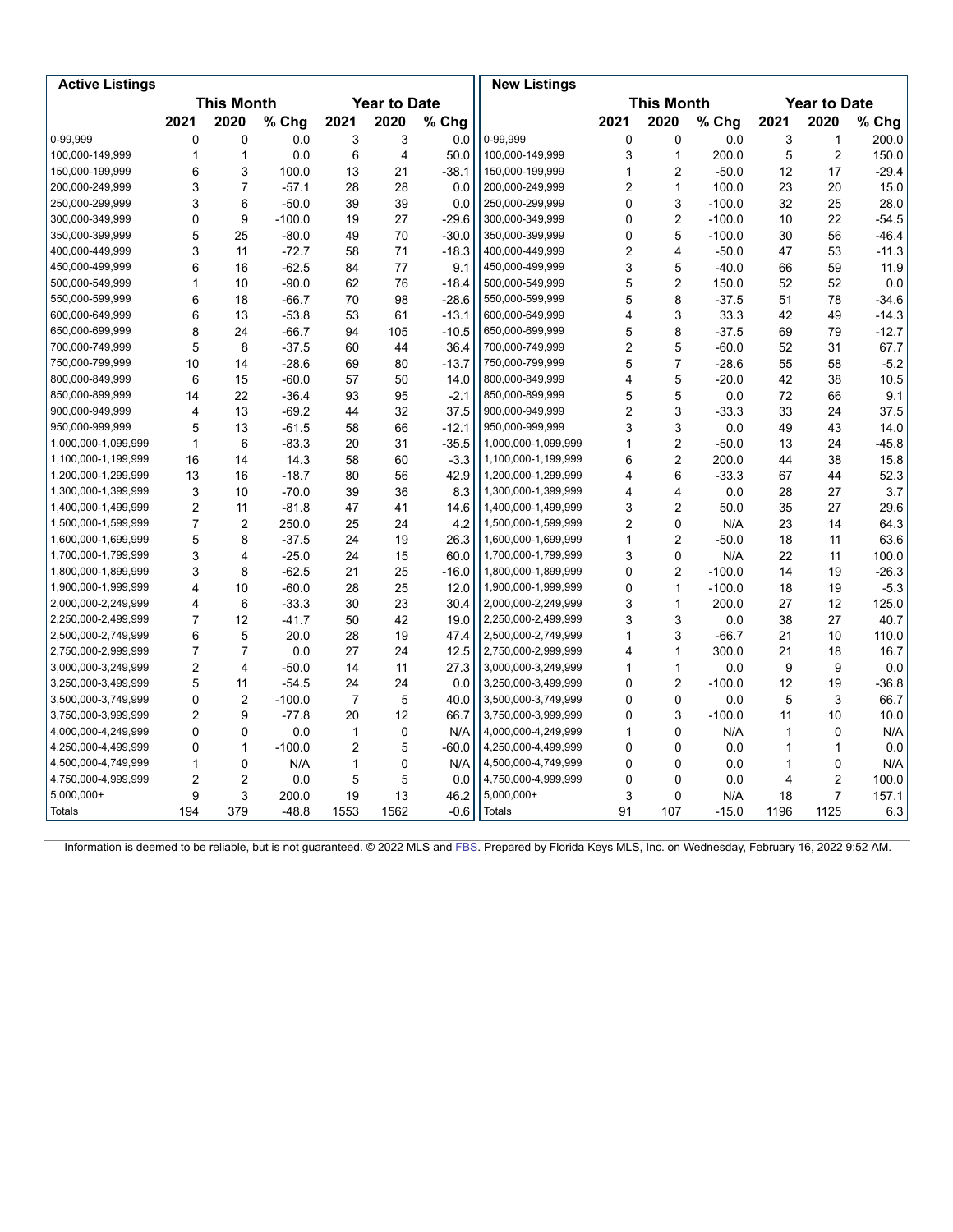## Active Listings

| | This Month | | | Year to Date | | |
|---|---|---|---|---|---|---|
| | 2021 | 2020 | % Chg | 2021 | 2020 | % Chg |
| 0-99,999 | 0 | 0 | 0.0 | 3 | 3 | 0.0 |
| 100,000-149,999 | 1 | 1 | 0.0 | 6 | 4 | 50.0 |
| 150,000-199,999 | 6 | 3 | 100.0 | 13 | 21 | -38.1 |
| 200,000-249,999 | 3 | 7 | -57.1 | 28 | 28 | 0.0 |
| 250,000-299,999 | 3 | 6 | -50.0 | 39 | 39 | 0.0 |
| 300,000-349,999 | 0 | 9 | -100.0 | 19 | 27 | -29.6 |
| 350,000-399,999 | 5 | 25 | -80.0 | 49 | 70 | -30.0 |
| 400,000-449,999 | 3 | 11 | -72.7 | 58 | 71 | -18.3 |
| 450,000-499,999 | 6 | 16 | -62.5 | 84 | 77 | 9.1 |
| 500,000-549,999 | 1 | 10 | -90.0 | 62 | 76 | -18.4 |
| 550,000-599,999 | 6 | 18 | -66.7 | 70 | 98 | -28.6 |
| 600,000-649,999 | 6 | 13 | -53.8 | 53 | 61 | -13.1 |
| 650,000-699,999 | 8 | 24 | -66.7 | 94 | 105 | -10.5 |
| 700,000-749,999 | 5 | 8 | -37.5 | 60 | 44 | 36.4 |
| 750,000-799,999 | 10 | 14 | -28.6 | 69 | 80 | -13.7 |
| 800,000-849,999 | 6 | 15 | -60.0 | 57 | 50 | 14.0 |
| 850,000-899,999 | 14 | 22 | -36.4 | 93 | 95 | -2.1 |
| 900,000-949,999 | 4 | 13 | -69.2 | 44 | 32 | 37.5 |
| 950,000-999,999 | 5 | 13 | -61.5 | 58 | 66 | -12.1 |
| 1,000,000-1,099,999 | 1 | 6 | -83.3 | 20 | 31 | -35.5 |
| 1,100,000-1,199,999 | 16 | 14 | 14.3 | 58 | 60 | -3.3 |
| 1,200,000-1,299,999 | 13 | 16 | -18.7 | 80 | 56 | 42.9 |
| 1,300,000-1,399,999 | 3 | 10 | -70.0 | 39 | 36 | 8.3 |
| 1,400,000-1,499,999 | 2 | 11 | -81.8 | 47 | 41 | 14.6 |
| 1,500,000-1,599,999 | 7 | 2 | 250.0 | 25 | 24 | 4.2 |
| 1,600,000-1,699,999 | 5 | 8 | -37.5 | 24 | 19 | 26.3 |
| 1,700,000-1,799,999 | 3 | 4 | -25.0 | 24 | 15 | 60.0 |
| 1,800,000-1,899,999 | 3 | 8 | -62.5 | 21 | 25 | -16.0 |
| 1,900,000-1,999,999 | 4 | 10 | -60.0 | 28 | 25 | 12.0 |
| 2,000,000-2,249,999 | 4 | 6 | -33.3 | 30 | 23 | 30.4 |
| 2,250,000-2,499,999 | 7 | 12 | -41.7 | 50 | 42 | 19.0 |
| 2,500,000-2,749,999 | 6 | 5 | 20.0 | 28 | 19 | 47.4 |
| 2,750,000-2,999,999 | 7 | 7 | 0.0 | 27 | 24 | 12.5 |
| 3,000,000-3,249,999 | 2 | 4 | -50.0 | 14 | 11 | 27.3 |
| 3,250,000-3,499,999 | 5 | 11 | -54.5 | 24 | 24 | 0.0 |
| 3,500,000-3,749,999 | 0 | 2 | -100.0 | 7 | 5 | 40.0 |
| 3,750,000-3,999,999 | 2 | 9 | -77.8 | 20 | 12 | 66.7 |
| 4,000,000-4,249,999 | 0 | 0 | 0.0 | 1 | 0 | N/A |
| 4,250,000-4,499,999 | 0 | 1 | -100.0 | 2 | 5 | -60.0 |
| 4,500,000-4,749,999 | 1 | 0 | N/A | 1 | 0 | N/A |
| 4,750,000-4,999,999 | 2 | 2 | 0.0 | 5 | 5 | 0.0 |
| 5,000,000+ | 9 | 3 | 200.0 | 19 | 13 | 46.2 |
| Totals | 194 | 379 | -48.8 | 1553 | 1562 | -0.6 |

## New Listings

| | This Month | | | Year to Date | | |
|---|---|---|---|---|---|---|
| | 2021 | 2020 | % Chg | 2021 | 2020 | % Chg |
| 0-99,999 | 0 | 0 | 0.0 | 3 | 1 | 200.0 |
| 100,000-149,999 | 3 | 1 | 200.0 | 5 | 2 | 150.0 |
| 150,000-199,999 | 1 | 2 | -50.0 | 12 | 17 | -29.4 |
| 200,000-249,999 | 2 | 1 | 100.0 | 23 | 20 | 15.0 |
| 250,000-299,999 | 0 | 3 | -100.0 | 32 | 25 | 28.0 |
| 300,000-349,999 | 0 | 2 | -100.0 | 10 | 22 | -54.5 |
| 350,000-399,999 | 0 | 5 | -100.0 | 30 | 56 | -46.4 |
| 400,000-449,999 | 2 | 4 | -50.0 | 47 | 53 | -11.3 |
| 450,000-499,999 | 3 | 5 | -40.0 | 66 | 59 | 11.9 |
| 500,000-549,999 | 5 | 2 | 150.0 | 52 | 52 | 0.0 |
| 550,000-599,999 | 5 | 8 | -37.5 | 51 | 78 | -34.6 |
| 600,000-649,999 | 4 | 3 | 33.3 | 42 | 49 | -14.3 |
| 650,000-699,999 | 5 | 8 | -37.5 | 69 | 79 | -12.7 |
| 700,000-749,999 | 2 | 5 | -60.0 | 52 | 31 | 67.7 |
| 750,000-799,999 | 5 | 7 | -28.6 | 55 | 58 | -5.2 |
| 800,000-849,999 | 4 | 5 | -20.0 | 42 | 38 | 10.5 |
| 850,000-899,999 | 5 | 5 | 0.0 | 72 | 66 | 9.1 |
| 900,000-949,999 | 2 | 3 | -33.3 | 33 | 24 | 37.5 |
| 950,000-999,999 | 3 | 3 | 0.0 | 49 | 43 | 14.0 |
| 1,000,000-1,099,999 | 1 | 2 | -50.0 | 13 | 24 | -45.8 |
| 1,100,000-1,199,999 | 6 | 2 | 200.0 | 44 | 38 | 15.8 |
| 1,200,000-1,299,999 | 4 | 6 | -33.3 | 67 | 44 | 52.3 |
| 1,300,000-1,399,999 | 4 | 4 | 0.0 | 28 | 27 | 3.7 |
| 1,400,000-1,499,999 | 3 | 2 | 50.0 | 35 | 27 | 29.6 |
| 1,500,000-1,599,999 | 2 | 0 | N/A | 23 | 14 | 64.3 |
| 1,600,000-1,699,999 | 1 | 2 | -50.0 | 18 | 11 | 63.6 |
| 1,700,000-1,799,999 | 3 | 0 | N/A | 22 | 11 | 100.0 |
| 1,800,000-1,899,999 | 0 | 2 | -100.0 | 14 | 19 | -26.3 |
| 1,900,000-1,999,999 | 0 | 1 | -100.0 | 18 | 19 | -5.3 |
| 2,000,000-2,249,999 | 3 | 1 | 200.0 | 27 | 12 | 125.0 |
| 2,250,000-2,499,999 | 3 | 3 | 0.0 | 38 | 27 | 40.7 |
| 2,500,000-2,749,999 | 1 | 3 | -66.7 | 21 | 10 | 110.0 |
| 2,750,000-2,999,999 | 4 | 1 | 300.0 | 21 | 18 | 16.7 |
| 3,000,000-3,249,999 | 1 | 1 | 0.0 | 9 | 9 | 0.0 |
| 3,250,000-3,499,999 | 0 | 2 | -100.0 | 12 | 19 | -36.8 |
| 3,500,000-3,749,999 | 0 | 0 | 0.0 | 5 | 3 | 66.7 |
| 3,750,000-3,999,999 | 0 | 3 | -100.0 | 11 | 10 | 10.0 |
| 4,000,000-4,249,999 | 1 | 0 | N/A | 1 | 0 | N/A |
| 4,250,000-4,499,999 | 0 | 0 | 0.0 | 1 | 1 | 0.0 |
| 4,500,000-4,749,999 | 0 | 0 | 0.0 | 1 | 0 | N/A |
| 4,750,000-4,999,999 | 0 | 0 | 0.0 | 4 | 2 | 100.0 |
| 5,000,000+ | 3 | 0 | N/A | 18 | 7 | 157.1 |
| Totals | 91 | 107 | -15.0 | 1196 | 1125 | 6.3 |

Information is deemed to be reliable, but is not guaranteed. © 2022 MLS and FBS. Prepared by Florida Keys MLS, Inc. on Wednesday, February 16, 2022 9:52 AM.